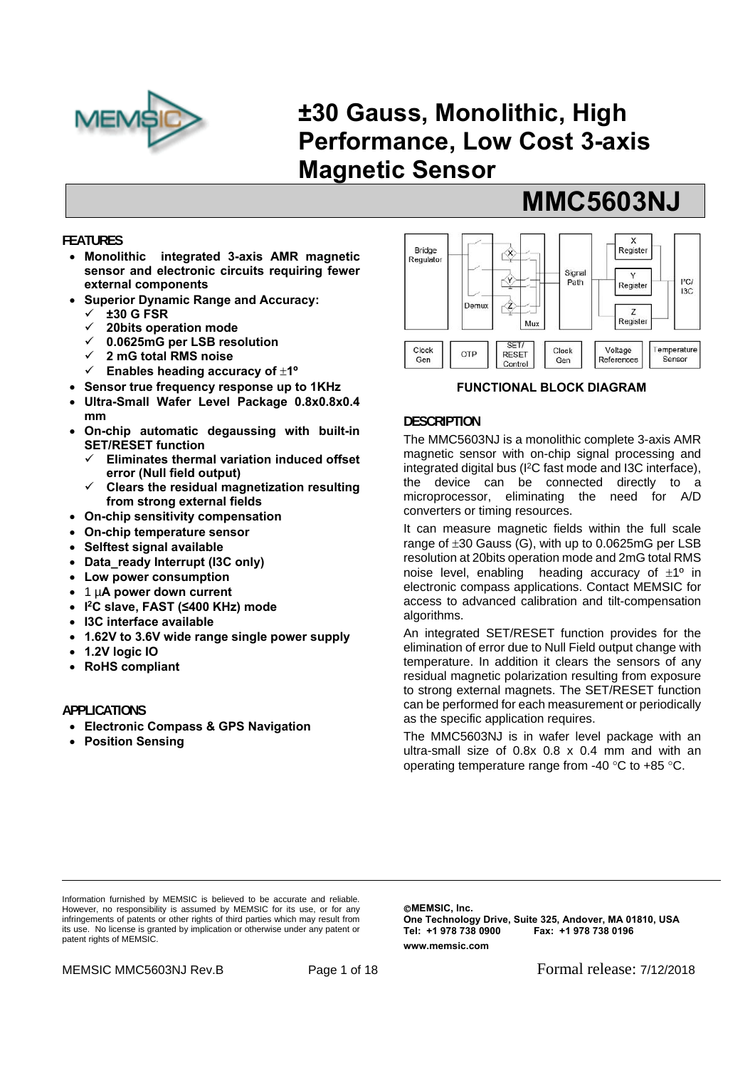# ±30 Gauss, Monolithic, High Performance, Low Cost 3-axis Magnetic Sensor

## MMC5603NJ

### FEATURES

- **Monolithic integrated 3-axis AMR magnetic sensor and electronic circuits requiring fewer external components**
- **Superior Dynamic Range and Accuracy:**
  - ✓ **±30 G FSR**
  - ✓ **20bits operation mode**
  - ✓ **0.0625mG per LSB resolution**
  - ✓ **2 mG total RMS noise**
  - ✓ **Enables heading accuracy of ±1º**
- **Sensor true frequency response up to 1KHz**
- **Ultra-Small Wafer Level Package 0.8x0.8x0.4 mm**
- **On-chip automatic degaussing with built-in SET/RESET function**
  - ✓ **Eliminates thermal variation induced offset error (Null field output)**
  - ✓ **Clears the residual magnetization resulting from strong external fields**
- **On-chip sensitivity compensation**
- **On-chip temperature sensor**
- **Selftest signal available**
- **Data_ready Interrupt (I3C only)**
- **Low power consumption**
- **1 μA power down current**
- **I²C slave, FAST (≤400 KHz) mode**
- **I3C interface available**
- **1.62V to 3.6V wide range single power supply**
- **1.2V logic IO**
- **RoHS compliant**

### APPLICATIONS

- **Electronic Compass & GPS Navigation**
- **Position Sensing**

Bridge Regulator | Demux | X | Y | Z | Mux | Signal Path | X Register | Y Register | Z Register | I²C/I3C

Clock Gen | OTP | SET/RESET Control | Clock Gen | Voltage References | Temperature Sensor

**FUNCTIONAL BLOCK DIAGRAM**

### DESCRIPTION

The MMC5603NJ is a monolithic complete 3-axis AMR magnetic sensor with on-chip signal processing and integrated digital bus (I²C fast mode and I3C interface), the device can be connected directly to a microprocessor, eliminating the need for A/D converters or timing resources.

It can measure magnetic fields within the full scale range of ±30 Gauss (G), with up to 0.0625mG per LSB resolution at 20bits operation mode and 2mG total RMS noise level, enabling heading accuracy of ±1º in electronic compass applications. Contact MEMSIC for access to advanced calibration and tilt-compensation algorithms.

An integrated SET/RESET function provides for the elimination of error due to Null Field output change with temperature. In addition it clears the sensors of any residual magnetic polarization resulting from exposure to strong external magnets. The SET/RESET function can be performed for each measurement or periodically as the specific application requires.

The MMC5603NJ is in wafer level package with an ultra-small size of 0.8x 0.8 x 0.4 mm and with an operating temperature range from -40 °C to +85 °C.

Information furnished by MEMSIC is believed to be accurate and reliable. However, no responsibility is assumed by MEMSIC for its use, or for any infringements of patents or other rights of third parties which may result from its use. No license is granted by implication or otherwise under any patent or patent rights of MEMSIC.

**©MEMSIC, Inc.**
**One Technology Drive, Suite 325, Andover, MA 01810, USA**
**Tel: +1 978 738 0900 Fax: +1 978 738 0196**
**www.memsic.com**

MEMSIC MMC5603NJ Rev.B

Formal release: 7/12/2018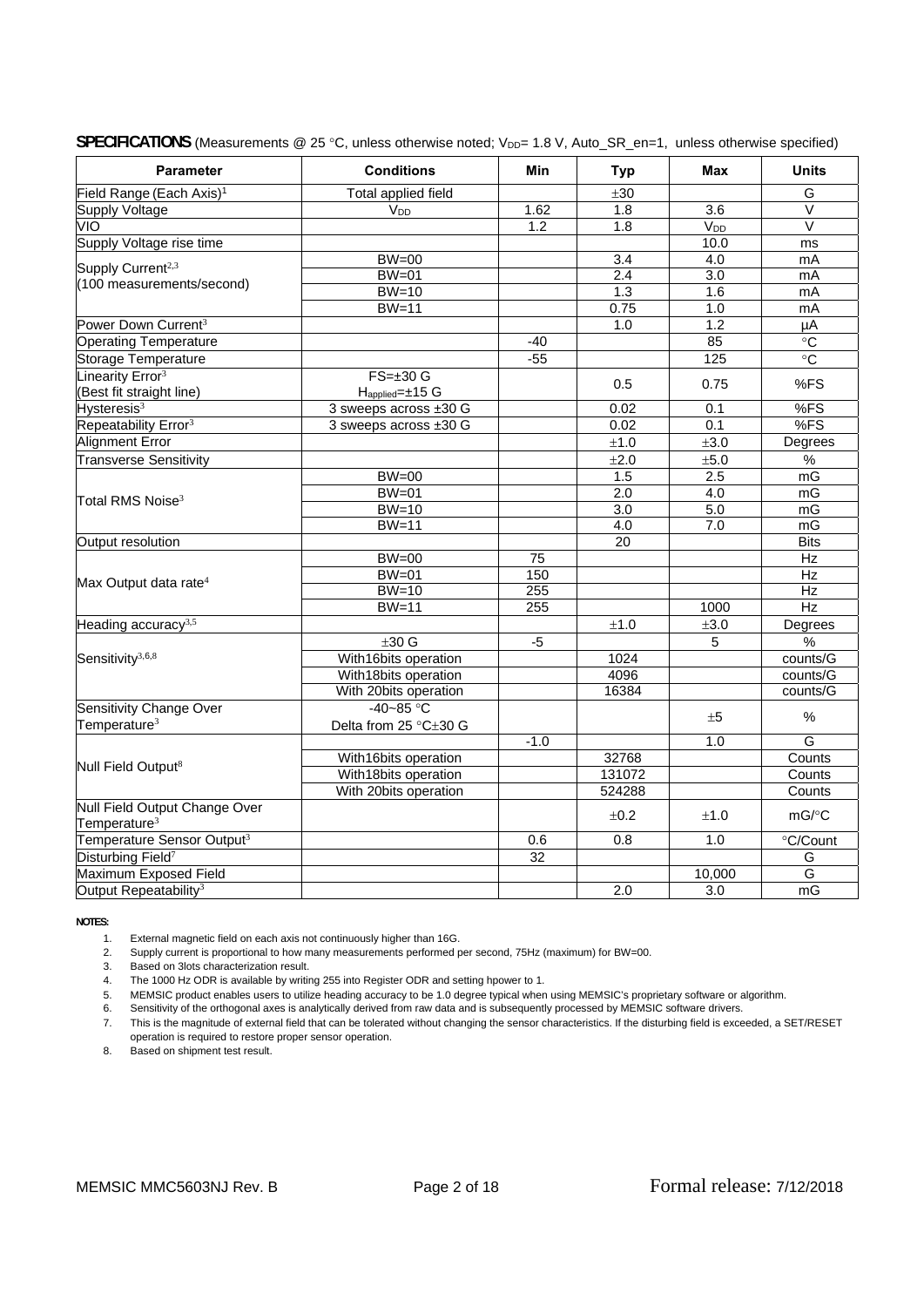**SPECIFICATIONS** (Measurements @ 25 °C, unless otherwise noted; $V_{DD}$= 1.8 V, Auto_SR_en=1, unless otherwise specified)

| Parameter | Conditions | Min | Typ | Max | Units |
|---|---|---|---|---|---|
| Field Range (Each Axis)[1] | Total applied field | | ±30 | | G |
| Supply Voltage | $V_{DD}$ | 1.62 | 1.8 | 3.6 | V |
| VIO | | 1.2 | 1.8 | $V_{DD}$ | V |
| Supply Voltage rise time | | | | 10.0 | ms |
| Supply Current[2,3] (100 measurements/second) | BW=00 | | 3.4 | 4.0 | mA |
| | BW=01 | | 2.4 | 3.0 | mA |
| | BW=10 | | 1.3 | 1.6 | mA |
| | BW=11 | | 0.75 | 1.0 | mA |
| Power Down Current[3] | | | 1.0 | 1.2 | μA |
| Operating Temperature | | -40 | | 85 | °C |
| Storage Temperature | | -55 | | 125 | °C |
| Linearity Error[3] (Best fit straight line) | FS=±30 G $H_{applied}$=±15 G | | 0.5 | 0.75 | %FS |
| Hysteresis[3] | 3 sweeps across ±30 G | | 0.02 | 0.1 | %FS |
| Repeatability Error[3] | 3 sweeps across ±30 G | | 0.02 | 0.1 | %FS |
| Alignment Error | | | ±1.0 | ±3.0 | Degrees |
| Transverse Sensitivity | | | ±2.0 | ±5.0 | % |
| Total RMS Noise[3] | BW=00 | | 1.5 | 2.5 | mG |
| | BW=01 | | 2.0 | 4.0 | mG |
| | BW=10 | | 3.0 | 5.0 | mG |
| | BW=11 | | 4.0 | 7.0 | mG |
| Output resolution | | | 20 | | Bits |
| Max Output data rate[4] | BW=00 | 75 | | | Hz |
| | BW=01 | 150 | | | Hz |
| | BW=10 | 255 | | | Hz |
| | BW=11 | 255 | | 1000 | Hz |
| Heading accuracy[3,5] | | | ±1.0 | ±3.0 | Degrees |
| Sensitivity[3,6,8] | ±30 G | -5 | | 5 | % |
| | With16bits operation | | 1024 | | counts/G |
| | With18bits operation | | 4096 | | counts/G |
| | With 20bits operation | | 16384 | | counts/G |
| Sensitivity Change Over Temperature[3] | -40~85 °C Delta from 25 °C±30 G | | | ±5 | % |
| Null Field Output[8] | | -1.0 | | 1.0 | G |
| | With16bits operation | | 32768 | | Counts |
| | With18bits operation | | 131072 | | Counts |
| | With 20bits operation | | 524288 | | Counts |
| Null Field Output Change Over Temperature[3] | | | ±0.2 | ±1.0 | mG/°C |
| Temperature Sensor Output[3] | | 0.6 | 0.8 | 1.0 | °C/Count |
| Disturbing Field[7] | | 32 | | | G |
| Maximum Exposed Field | | | | 10,000 | G |
| Output Repeatability[3] | | | 2.0 | 3.0 | mG |

**NOTES:**

1. External magnetic field on each axis not continuously higher than 16G.
2. Supply current is proportional to how many measurements performed per second, 75Hz (maximum) for BW=00.
3. Based on 3lots characterization result.
4. The 1000 Hz ODR is available by writing 255 into Register ODR and setting hpower to 1.
5. MEMSIC product enables users to utilize heading accuracy to be 1.0 degree typical when using MEMSIC's proprietary software or algorithm.
6. Sensitivity of the orthogonal axes is analytically derived from raw data and is subsequently processed by MEMSIC software drivers.
7. This is the magnitude of external field that can be tolerated without changing the sensor characteristics. If the disturbing field is exceeded, a SET/RESET operation is required to restore proper sensor operation.
8. Based on shipment test result.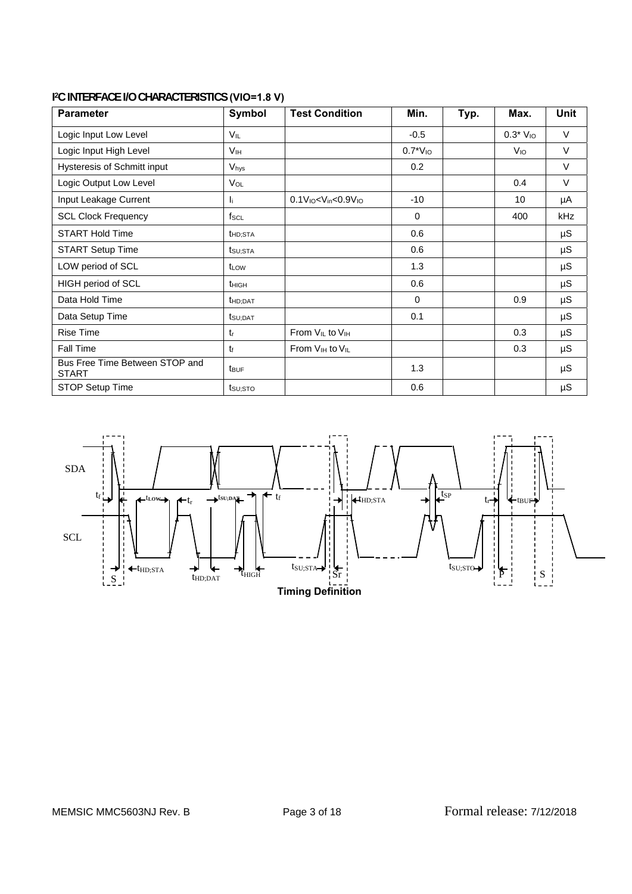## I²C INTERFACE I/O CHARACTERISTICS (VIO=1.8 V)

| Parameter | Symbol | Test Condition | Min. | Typ. | Max. | Unit |
|---|---|---|---|---|---|---|
| Logic Input Low Level | $V_{IL}$ | | -0.5 | | $0.3^* V_{IO}$ | V |
| Logic Input High Level | $V_{IH}$ | | $0.7^*V_{IO}$ | | $V_{IO}$ | V |
| Hysteresis of Schmitt input | $V_{hys}$ | | 0.2 | | | V |
| Logic Output Low Level | $V_{OL}$ | | | | 0.4 | V |
| Input Leakage Current | $I_i$ | $0.1V_{IO}<V_{in}<0.9V_{IO}$ | -10 | | 10 | μA |
| SCL Clock Frequency | $f_{SCL}$ | | 0 | | 400 | kHz |
| START Hold Time | $t_{HD;STA}$ | | 0.6 | | | μS |
| START Setup Time | $t_{SU;STA}$ | | 0.6 | | | μS |
| LOW period of SCL | $t_{LOW}$ | | 1.3 | | | μS |
| HIGH period of SCL | $t_{HIGH}$ | | 0.6 | | | μS |
| Data Hold Time | $t_{HD;DAT}$ | | 0 | | 0.9 | μS |
| Data Setup Time | $t_{SU;DAT}$ | | 0.1 | | | μS |
| Rise Time | $t_r$ | From $V_{IL}$ to $V_{IH}$ | | | 0.3 | μS |
| Fall Time | $t_f$ | From $V_{IH}$ to $V_{IL}$ | | | 0.3 | μS |
| Bus Free Time Between STOP and START | $t_{BUF}$ | | 1.3 | | | μS |
| STOP Setup Time | $t_{SU;STO}$ | | 0.6 | | | μS |

**Timing Definition**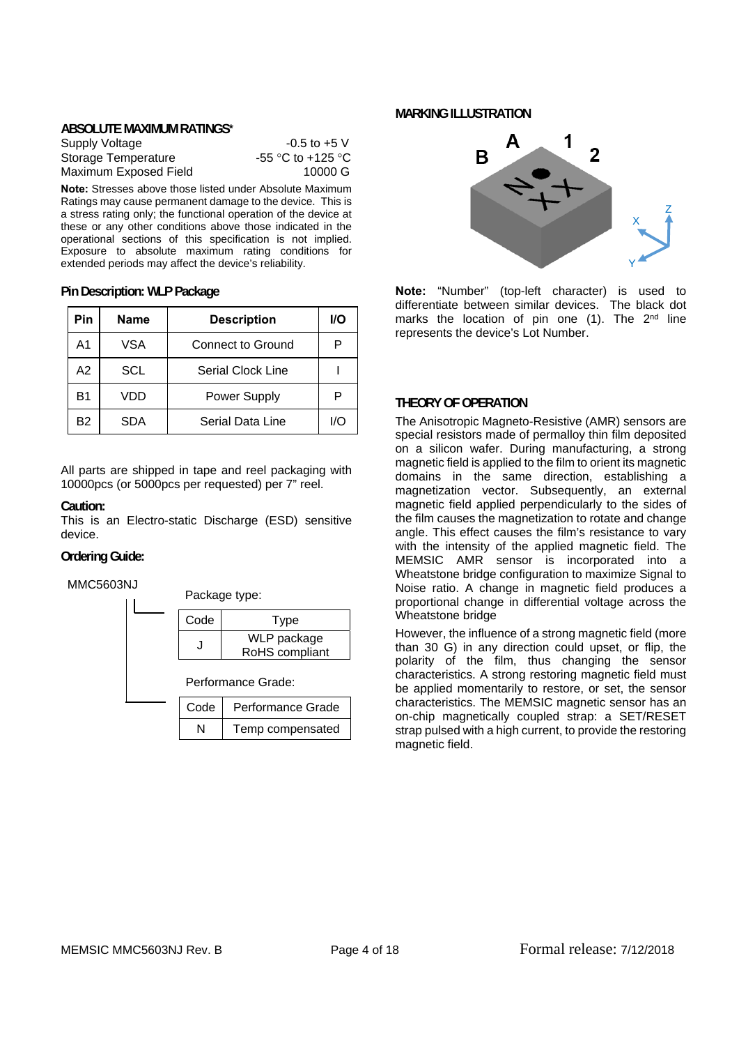## ABSOLUTE MAXIMUM RATINGS*

| | |
|---|---|
| Supply Voltage | -0.5 to +5 V |
| Storage Temperature | -55 °C to +125 °C |
| Maximum Exposed Field | 10000 G |

**Note:** Stresses above those listed under Absolute Maximum Ratings may cause permanent damage to the device. This is a stress rating only; the functional operation of the device at these or any other conditions above those indicated in the operational sections of this specification is not implied. Exposure to absolute maximum rating conditions for extended periods may affect the device's reliability.

## Pin Description: WLP Package

| Pin | Name | Description | I/O |
|---|---|---|---|
| A1 | VSA | Connect to Ground | P |
| A2 | SCL | Serial Clock Line | I |
| B1 | VDD | Power Supply | P |
| B2 | SDA | Serial Data Line | I/O |

All parts are shipped in tape and reel packaging with 10000pcs (or 5000pcs per requested) per 7" reel.

## Caution:

This is an Electro-static Discharge (ESD) sensitive device.

## Ordering Guide:

MMC5603NJ

Package type:

| Code | Type |
|---|---|
| J | WLP package RoHS compliant |

Performance Grade:

| Code | Performance Grade |
|---|---|
| N | Temp compensated |

## MARKING ILLUSTRATION

**Note:** "Number" (top-left character) is used to differentiate between similar devices. The black dot marks the location of pin one (1). The 2nd line represents the device's Lot Number.

## THEORY OF OPERATION

The Anisotropic Magneto-Resistive (AMR) sensors are special resistors made of permalloy thin film deposited on a silicon wafer. During manufacturing, a strong magnetic field is applied to the film to orient its magnetic domains in the same direction, establishing a magnetization vector. Subsequently, an external magnetic field applied perpendicularly to the sides of the film causes the magnetization to rotate and change angle. This effect causes the film's resistance to vary with the intensity of the applied magnetic field. The MEMSIC AMR sensor is incorporated into a Wheatstone bridge configuration to maximize Signal to Noise ratio. A change in magnetic field produces a proportional change in differential voltage across the Wheatstone bridge

However, the influence of a strong magnetic field (more than 30 G) in any direction could upset, or flip, the polarity of the film, thus changing the sensor characteristics. A strong restoring magnetic field must be applied momentarily to restore, or set, the sensor characteristics. The MEMSIC magnetic sensor has an on-chip magnetically coupled strap: a SET/RESET strap pulsed with a high current, to provide the restoring magnetic field.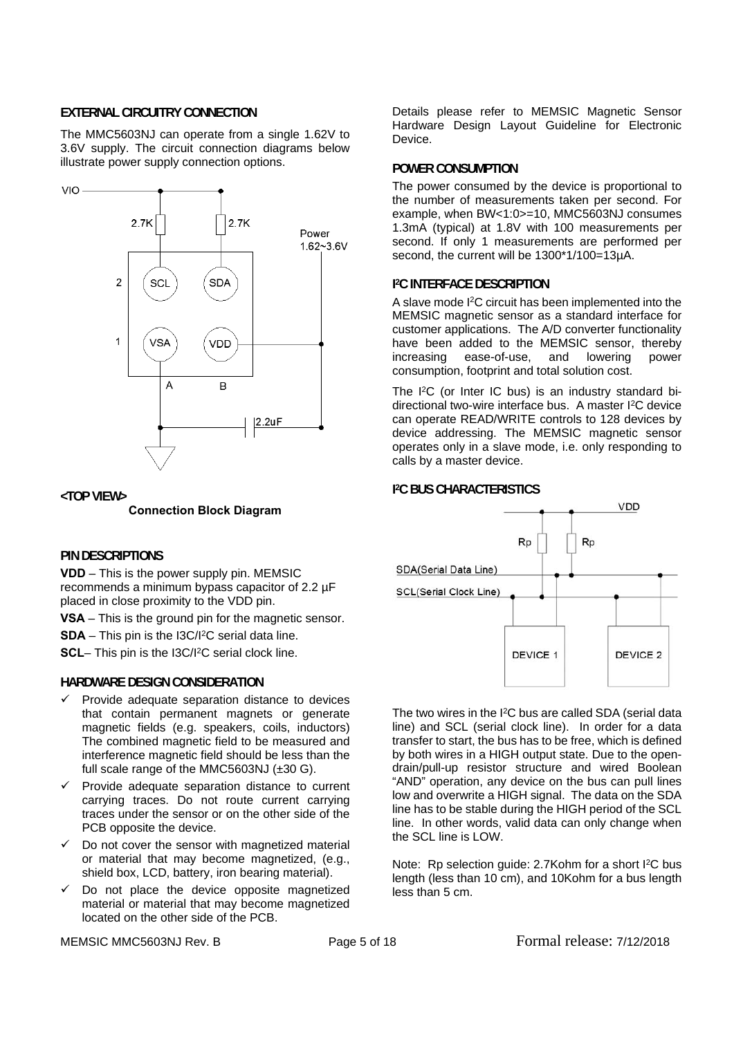## EXTERNAL CIRCUITRY CONNECTION

The MMC5603NJ can operate from a single 1.62V to 3.6V supply. The circuit connection diagrams below illustrate power supply connection options.

<TOP VIEW>

**Connection Block Diagram**

## PIN DESCRIPTIONS

**VDD** – This is the power supply pin. MEMSIC recommends a minimum bypass capacitor of 2.2 µF placed in close proximity to the VDD pin.

**VSA** – This is the ground pin for the magnetic sensor.

**SDA** – This pin is the I3C/I2C serial data line.

**SCL**– This pin is the I3C/I2C serial clock line.

## HARDWARE DESIGN CONSIDERATION

- ✓ Provide adequate separation distance to devices that contain permanent magnets or generate magnetic fields (e.g. speakers, coils, inductors) The combined magnetic field to be measured and interference magnetic field should be less than the full scale range of the MMC5603NJ (±30 G).
- ✓ Provide adequate separation distance to current carrying traces. Do not route current carrying traces under the sensor or on the other side of the PCB opposite the device.
- ✓ Do not cover the sensor with magnetized material or material that may become magnetized, (e.g., shield box, LCD, battery, iron bearing material).
- ✓ Do not place the device opposite magnetized material or material that may become magnetized located on the other side of the PCB.

Details please refer to MEMSIC Magnetic Sensor Hardware Design Layout Guideline for Electronic Device.

## POWER CONSUMPTION

The power consumed by the device is proportional to the number of measurements taken per second. For example, when BW<1:0>=10, MMC5603NJ consumes 1.3mA (typical) at 1.8V with 100 measurements per second. If only 1 measurements are performed per second, the current will be 1300*1/100=13µA.

## I2C INTERFACE DESCRIPTION

A slave mode I2C circuit has been implemented into the MEMSIC magnetic sensor as a standard interface for customer applications. The A/D converter functionality have been added to the MEMSIC sensor, thereby increasing ease-of-use, and lowering power consumption, footprint and total solution cost.

The I2C (or Inter IC bus) is an industry standard bi-directional two-wire interface bus. A master I2C device can operate READ/WRITE controls to 128 devices by device addressing. The MEMSIC magnetic sensor operates only in a slave mode, i.e. only responding to calls by a master device.

## I2C BUS CHARACTERISTICS

The two wires in the I2C bus are called SDA (serial data line) and SCL (serial clock line). In order for a data transfer to start, the bus has to be free, which is defined by both wires in a HIGH output state. Due to the open-drain/pull-up resistor structure and wired Boolean "AND" operation, any device on the bus can pull lines low and overwrite a HIGH signal. The data on the SDA line has to be stable during the HIGH period of the SCL line. In other words, valid data can only change when the SCL line is LOW.

Note: Rp selection guide: 2.7Kohm for a short I2C bus length (less than 10 cm), and 10Kohm for a bus length less than 5 cm.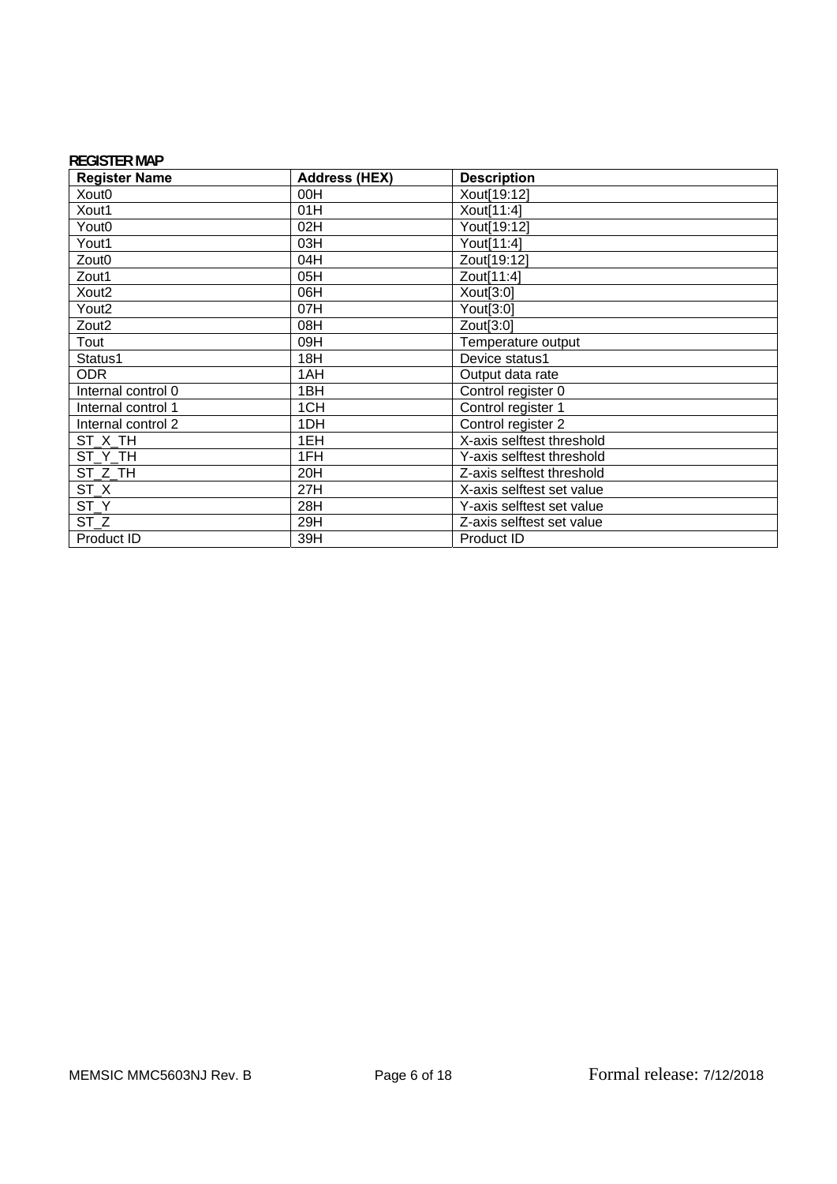## REGISTER MAP

| Register Name | Address (HEX) | Description |
|---|---|---|
| Xout0 | 00H | Xout[19:12] |
| Xout1 | 01H | Xout[11:4] |
| Yout0 | 02H | Yout[19:12] |
| Yout1 | 03H | Yout[11:4] |
| Zout0 | 04H | Zout[19:12] |
| Zout1 | 05H | Zout[11:4] |
| Xout2 | 06H | Xout[3:0] |
| Yout2 | 07H | Yout[3:0] |
| Zout2 | 08H | Zout[3:0] |
| Tout | 09H | Temperature output |
| Status1 | 18H | Device status1 |
| ODR | 1AH | Output data rate |
| Internal control 0 | 1BH | Control register 0 |
| Internal control 1 | 1CH | Control register 1 |
| Internal control 2 | 1DH | Control register 2 |
| ST_X_TH | 1EH | X-axis selftest threshold |
| ST_Y_TH | 1FH | Y-axis selftest threshold |
| ST_Z_TH | 20H | Z-axis selftest threshold |
| ST_X | 27H | X-axis selftest set value |
| ST_Y | 28H | Y-axis selftest set value |
| ST_Z | 29H | Z-axis selftest set value |
| Product ID | 39H | Product ID |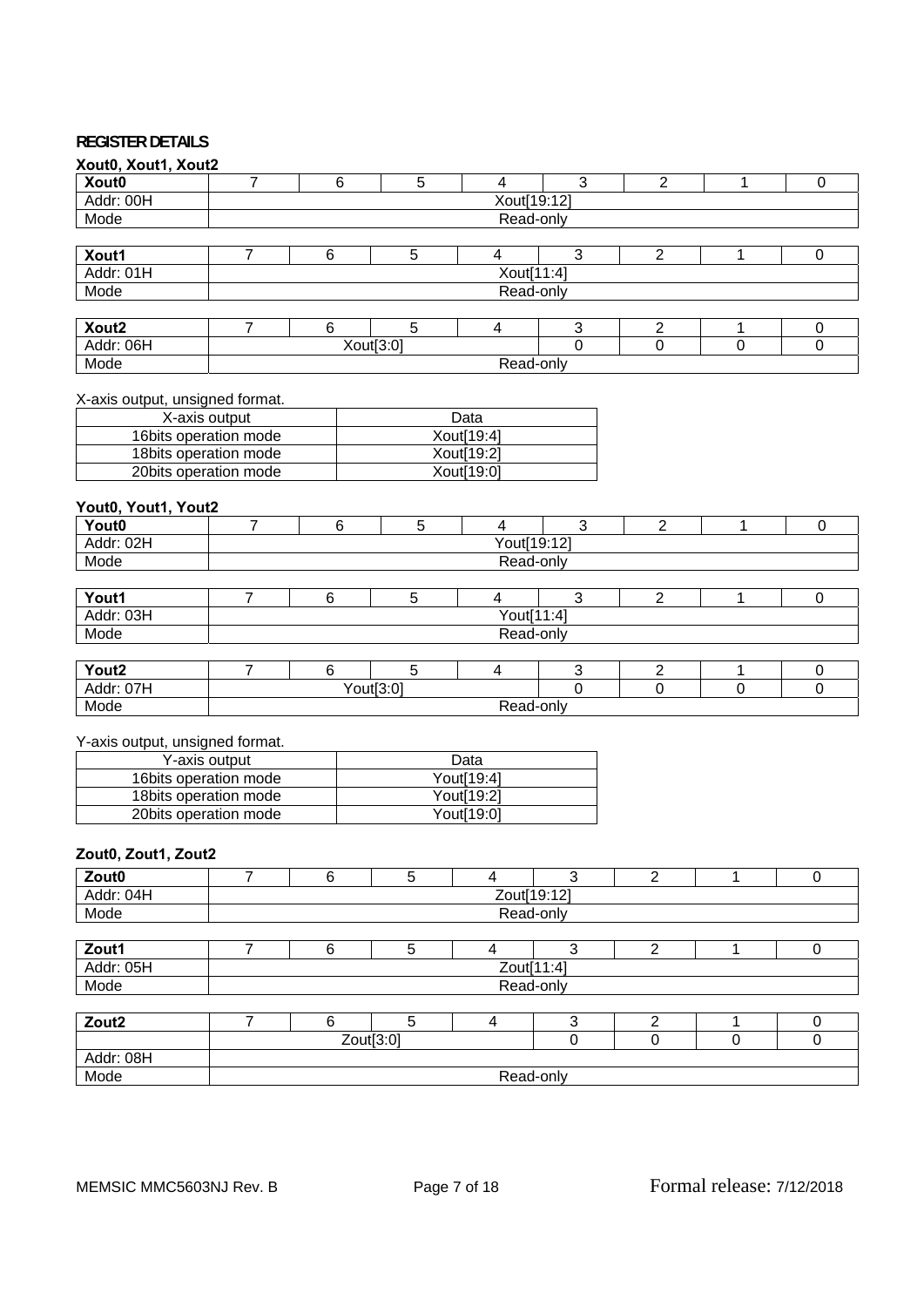## REGISTER DETAILS

### Xout0, Xout1, Xout2

| Xout0 | 7 | 6 | 5 | 4 | 3 | 2 | 1 | 0 |
|---|---|---|---|---|---|---|---|---|
| Addr: 00H | Xout[19:12] | | | | | | | |
| Mode | Read-only | | | | | | | |

| Xout1 | 7 | 6 | 5 | 4 | 3 | 2 | 1 | 0 |
|---|---|---|---|---|---|---|---|---|
| Addr: 01H | Xout[11:4] | | | | | | | |
| Mode | Read-only | | | | | | | |

| Xout2 | 7 | 6 | 5 | 4 | 3 | 2 | 1 | 0 |
|---|---|---|---|---|---|---|---|---|
| Addr: 06H | Xout[3:0] | | | | 0 | 0 | 0 | 0 |
| Mode | Read-only | | | | | | | |

X-axis output, unsigned format.

| X-axis output | Data |
|---|---|
| 16bits operation mode | Xout[19:4] |
| 18bits operation mode | Xout[19:2] |
| 20bits operation mode | Xout[19:0] |

### Yout0, Yout1, Yout2

| Yout0 | 7 | 6 | 5 | 4 | 3 | 2 | 1 | 0 |
|---|---|---|---|---|---|---|---|---|
| Addr: 02H | Yout[19:12] | | | | | | | |
| Mode | Read-only | | | | | | | |

| Yout1 | 7 | 6 | 5 | 4 | 3 | 2 | 1 | 0 |
|---|---|---|---|---|---|---|---|---|
| Addr: 03H | Yout[11:4] | | | | | | | |
| Mode | Read-only | | | | | | | |

| Yout2 | 7 | 6 | 5 | 4 | 3 | 2 | 1 | 0 |
|---|---|---|---|---|---|---|---|---|
| Addr: 07H | Yout[3:0] | | | | 0 | 0 | 0 | 0 |
| Mode | Read-only | | | | | | | |

Y-axis output, unsigned format.

| Y-axis output | Data |
|---|---|
| 16bits operation mode | Yout[19:4] |
| 18bits operation mode | Yout[19:2] |
| 20bits operation mode | Yout[19:0] |

### Zout0, Zout1, Zout2

| Zout0 | 7 | 6 | 5 | 4 | 3 | 2 | 1 | 0 |
|---|---|---|---|---|---|---|---|---|
| Addr: 04H | Zout[19:12] | | | | | | | |
| Mode | Read-only | | | | | | | |

| Zout1 | 7 | 6 | 5 | 4 | 3 | 2 | 1 | 0 |
|---|---|---|---|---|---|---|---|---|
| Addr: 05H | Zout[11:4] | | | | | | | |
| Mode | Read-only | | | | | | | |

| Zout2 | 7 | 6 | 5 | 4 | 3 | 2 | 1 | 0 |
|---|---|---|---|---|---|---|---|---|
| | Zout[3:0] | | | | 0 | 0 | 0 | 0 |
| Addr: 08H | | | | | | | | |
| Mode | Read-only | | | | | | | |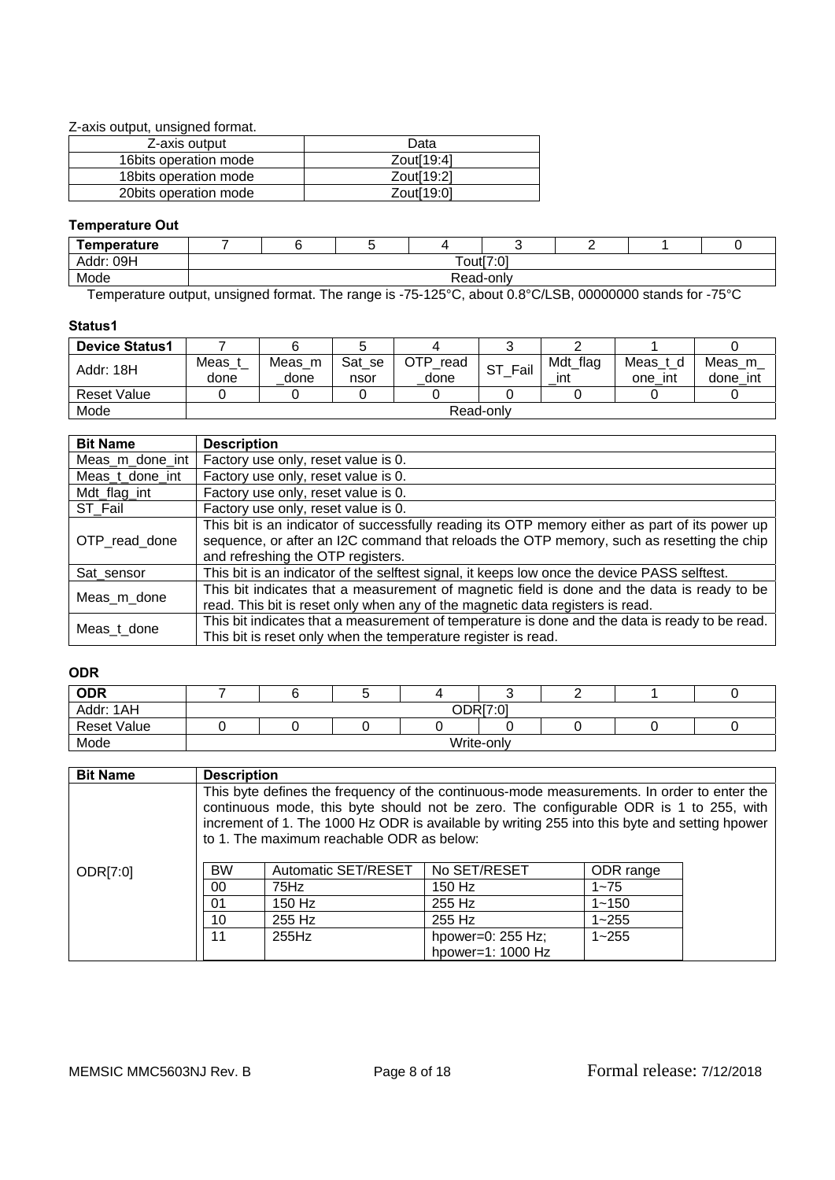Z-axis output, unsigned format.

| Z-axis output | Data |
|---|---|
| 16bits operation mode | Zout[19:4] |
| 18bits operation mode | Zout[19:2] |
| 20bits operation mode | Zout[19:0] |

### Temperature Out

| Temperature | 7 | 6 | 5 | 4 | 3 | 2 | 1 | 0 |
|---|---|---|---|---|---|---|---|---|
| Addr: 09H | Tout[7:0] | | | | | | | |
| Mode | Read-only | | | | | | | |

Temperature output, unsigned format. The range is -75-125°C, about 0.8°C/LSB, 00000000 stands for -75°C

### Status1

| Device Status1 | 7 | 6 | 5 | 4 | 3 | 2 | 1 | 0 |
|---|---|---|---|---|---|---|---|---|
| Addr: 18H | Meas_t_done | Meas_m_done | Sat_sensor | OTP_read_done | ST_Fail | Mdt_flag_int | Meas_t_done_int | Meas_m_done_int |
| Reset Value | 0 | 0 | 0 | 0 | 0 | 0 | 0 | 0 |
| Mode | Read-only | | | | | | | |

| Bit Name | Description |
|---|---|
| Meas_m_done_int | Factory use only, reset value is 0. |
| Meas_t_done_int | Factory use only, reset value is 0. |
| Mdt_flag_int | Factory use only, reset value is 0. |
| ST_Fail | Factory use only, reset value is 0. |
| OTP_read_done | This bit is an indicator of successfully reading its OTP memory either as part of its power up sequence, or after an I2C command that reloads the OTP memory, such as resetting the chip and refreshing the OTP registers. |
| Sat_sensor | This bit is an indicator of the selftest signal, it keeps low once the device PASS selftest. |
| Meas_m_done | This bit indicates that a measurement of magnetic field is done and the data is ready to be read. This bit is reset only when any of the magnetic data registers is read. |
| Meas_t_done | This bit indicates that a measurement of temperature is done and the data is ready to be read. This bit is reset only when the temperature register is read. |

### ODR

| ODR | 7 | 6 | 5 | 4 | 3 | 2 | 1 | 0 |
|---|---|---|---|---|---|---|---|---|
| Addr: 1AH | ODR[7:0] | | | | | | | |
| Reset Value | 0 | 0 | 0 | 0 | 0 | 0 | 0 | 0 |
| Mode | Write-only | | | | | | | |

| Bit Name | Description |
|---|---|
| ODR[7:0] | This byte defines the frequency of the continuous-mode measurements. In order to enter the continuous mode, this byte should not be zero. The configurable ODR is 1 to 255, with increment of 1. The 1000 Hz ODR is available by writing 255 into this byte and setting hpower to 1. The maximum reachable ODR as below: |

| BW | Automatic SET/RESET | No SET/RESET | ODR range |
|---|---|---|---|
| 00 | 75Hz | 150 Hz | 1~75 |
| 01 | 150 Hz | 255 Hz | 1~150 |
| 10 | 255 Hz | 255 Hz | 1~255 |
| 11 | 255Hz | hpower=0: 255 Hz; hpower=1: 1000 Hz | 1~255 |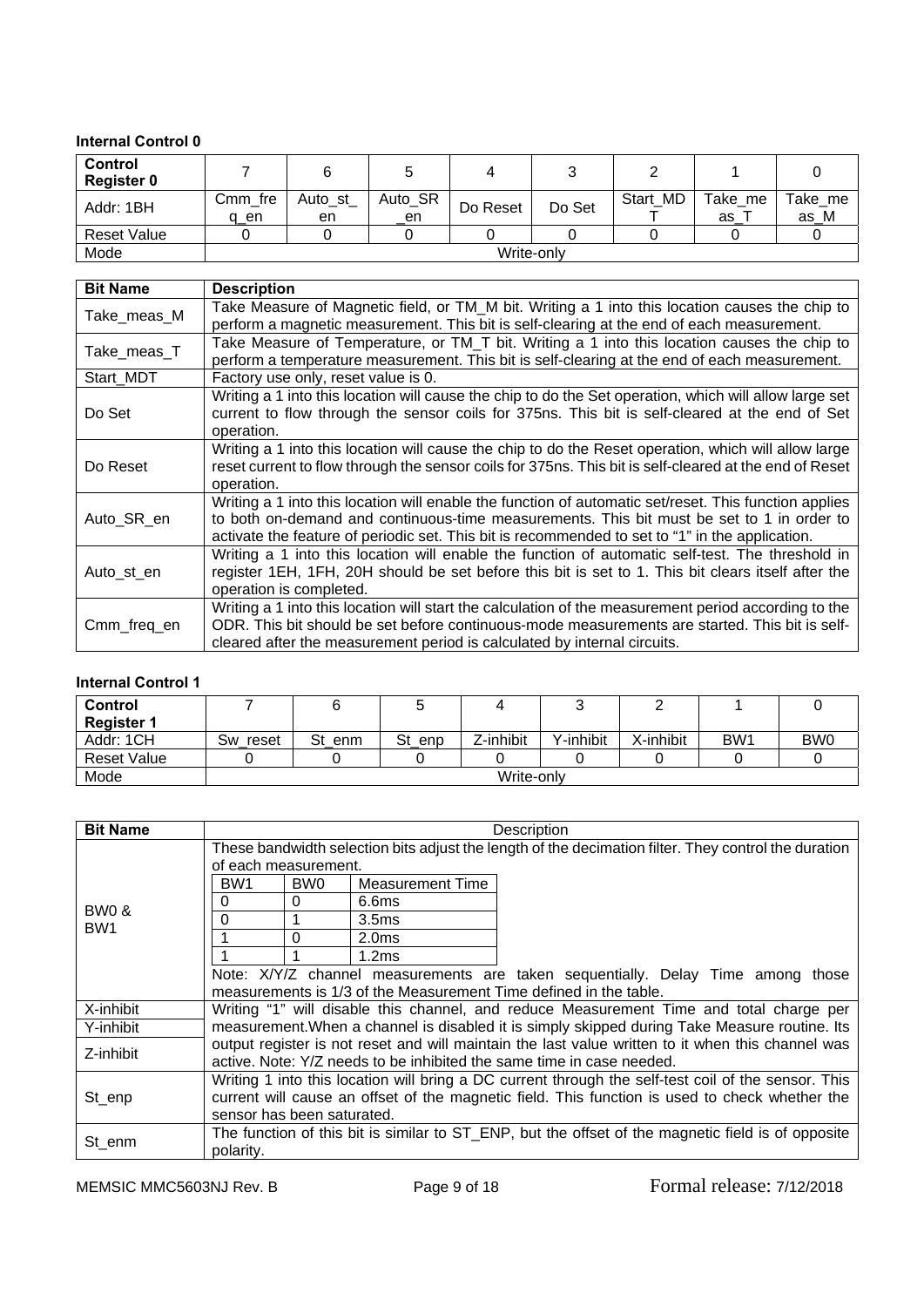### Internal Control 0

| Control Register 0 | 7 | 6 | 5 | 4 | 3 | 2 | 1 | 0 |
|---|---|---|---|---|---|---|---|---|
| Addr: 1BH | Cmm_freq_en | Auto_st_en | Auto_SR_en | Do Reset | Do Set | Start_MDT | Take_meas_T | Take_meas_M |
| Reset Value | 0 | 0 | 0 | 0 | 0 | 0 | 0 | 0 |
| Mode | Write-only | | | | | | | |

| Bit Name | Description |
|---|---|
| Take_meas_M | Take Measure of Magnetic field, or TM_M bit. Writing a 1 into this location causes the chip to perform a magnetic measurement. This bit is self-clearing at the end of each measurement. |
| Take_meas_T | Take Measure of Temperature, or TM_T bit. Writing a 1 into this location causes the chip to perform a temperature measurement. This bit is self-clearing at the end of each measurement. |
| Start_MDT | Factory use only, reset value is 0. |
| Do Set | Writing a 1 into this location will cause the chip to do the Set operation, which will allow large set current to flow through the sensor coils for 375ns. This bit is self-cleared at the end of Set operation. |
| Do Reset | Writing a 1 into this location will cause the chip to do the Reset operation, which will allow large reset current to flow through the sensor coils for 375ns. This bit is self-cleared at the end of Reset operation. |
| Auto_SR_en | Writing a 1 into this location will enable the function of automatic set/reset. This function applies to both on-demand and continuous-time measurements. This bit must be set to 1 in order to activate the feature of periodic set. This bit is recommended to set to "1" in the application. |
| Auto_st_en | Writing a 1 into this location will enable the function of automatic self-test. The threshold in register 1EH, 1FH, 20H should be set before this bit is set to 1. This bit clears itself after the operation is completed. |
| Cmm_freq_en | Writing a 1 into this location will start the calculation of the measurement period according to the ODR. This bit should be set before continuous-mode measurements are started. This bit is self-cleared after the measurement period is calculated by internal circuits. |

### Internal Control 1

| Control Register 1 | 7 | 6 | 5 | 4 | 3 | 2 | 1 | 0 |
|---|---|---|---|---|---|---|---|---|
| Addr: 1CH | Sw_reset | St_enm | St_enp | Z-inhibit | Y-inhibit | X-inhibit | BW1 | BW0 |
| Reset Value | 0 | 0 | 0 | 0 | 0 | 0 | 0 | 0 |
| Mode | Write-only | | | | | | | |

| Bit Name | Description |
|---|---|
| BW0 & BW1 | These bandwidth selection bits adjust the length of the decimation filter. They control the duration of each measurement.<br>BW1 = 0, BW0 = 0: Measurement Time 6.6ms<br>BW1 = 0, BW0 = 1: Measurement Time 3.5ms<br>BW1 = 1, BW0 = 0: Measurement Time 2.0ms<br>BW1 = 1, BW0 = 1: Measurement Time 1.2ms<br>Note: X/Y/Z channel measurements are taken sequentially. Delay Time among those measurements is 1/3 of the Measurement Time defined in the table. |
| X-inhibit | Writing "1" will disable this channel, and reduce Measurement Time and total charge per measurement.When a channel is disabled it is simply skipped during Take Measure routine. Its output register is not reset and will maintain the last value written to it when this channel was active. Note: Y/Z needs to be inhibited the same time in case needed. |
| Y-inhibit | |
| Z-inhibit | |
| St_enp | Writing 1 into this location will bring a DC current through the self-test coil of the sensor. This current will cause an offset of the magnetic field. This function is used to check whether the sensor has been saturated. |
| St_enm | The function of this bit is similar to ST_ENP, but the offset of the magnetic field is of opposite polarity. |

| BW1 | BW0 | Measurement Time |
|---|---|---|
| 0 | 0 | 6.6ms |
| 0 | 1 | 3.5ms |
| 1 | 0 | 2.0ms |
| 1 | 1 | 1.2ms |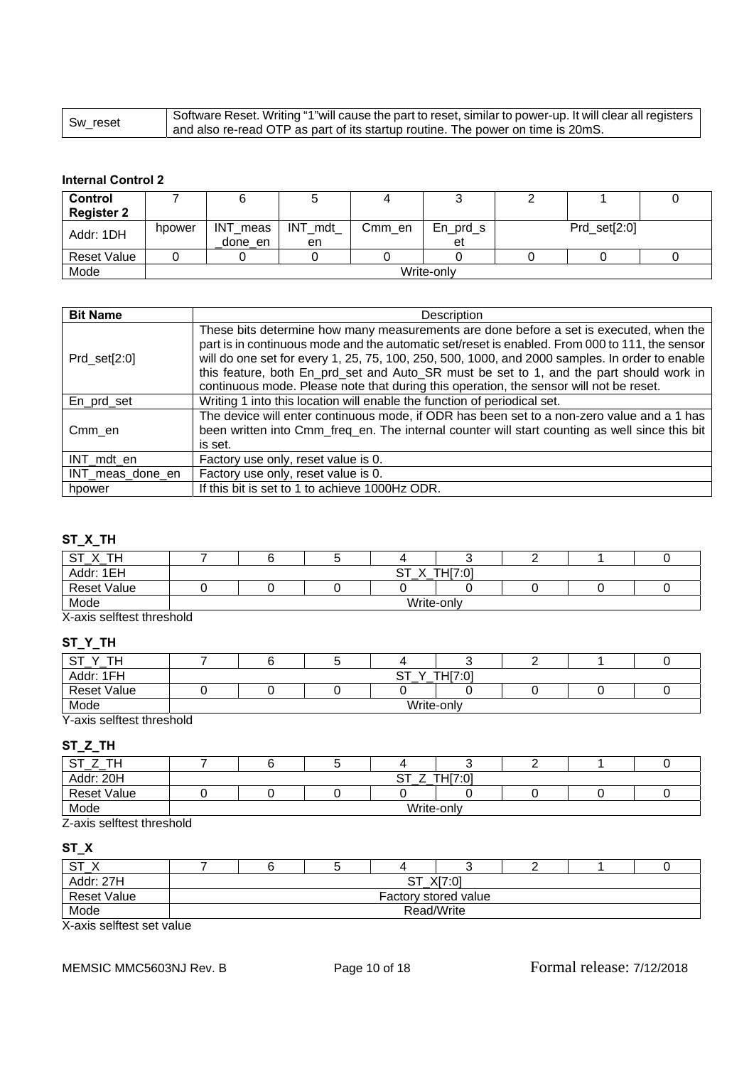| Sw_reset | Software Reset. Writing "1"will cause the part to reset, similar to power-up. It will clear all registers and also re-read OTP as part of its startup routine. The power on time is 20mS. |
|---|---|

### Internal Control 2

| Control Register 2 | 7 | 6 | 5 | 4 | 3 | 2 | 1 | 0 |
|---|---|---|---|---|---|---|---|---|
| Addr: 1DH | hpower | INT_meas_done_en | INT_mdt_en | Cmm_en | En_prd_set | Prd_set[2:0] | | |
| Reset Value | 0 | 0 | 0 | 0 | 0 | 0 | 0 | 0 |
| Mode | Write-only | | | | | | | |

| Bit Name | Description |
|---|---|
| Prd_set[2:0] | These bits determine how many measurements are done before a set is executed, when the part is in continuous mode and the automatic set/reset is enabled. From 000 to 111, the sensor will do one set for every 1, 25, 75, 100, 250, 500, 1000, and 2000 samples. In order to enable this feature, both En_prd_set and Auto_SR must be set to 1, and the part should work in continuous mode. Please note that during this operation, the sensor will not be reset. |
| En_prd_set | Writing 1 into this location will enable the function of periodical set. |
| Cmm_en | The device will enter continuous mode, if ODR has been set to a non-zero value and a 1 has been written into Cmm_freq_en. The internal counter will start counting as well since this bit is set. |
| INT_mdt_en | Factory use only, reset value is 0. |
| INT_meas_done_en | Factory use only, reset value is 0. |
| hpower | If this bit is set to 1 to achieve 1000Hz ODR. |

### ST_X_TH

| ST_X_TH | 7 | 6 | 5 | 4 | 3 | 2 | 1 | 0 |
|---|---|---|---|---|---|---|---|---|
| Addr: 1EH | ST_X_TH[7:0] | | | | | | | |
| Reset Value | 0 | 0 | 0 | 0 | 0 | 0 | 0 | 0 |
| Mode | Write-only | | | | | | | |

X-axis selftest threshold

### ST_Y_TH

| ST_Y_TH | 7 | 6 | 5 | 4 | 3 | 2 | 1 | 0 |
|---|---|---|---|---|---|---|---|---|
| Addr: 1FH | ST_Y_TH[7:0] | | | | | | | |
| Reset Value | 0 | 0 | 0 | 0 | 0 | 0 | 0 | 0 |
| Mode | Write-only | | | | | | | |

Y-axis selftest threshold

### ST_Z_TH

| ST_Z_TH | 7 | 6 | 5 | 4 | 3 | 2 | 1 | 0 |
|---|---|---|---|---|---|---|---|---|
| Addr: 20H | ST_Z_TH[7:0] | | | | | | | |
| Reset Value | 0 | 0 | 0 | 0 | 0 | 0 | 0 | 0 |
| Mode | Write-only | | | | | | | |

Z-axis selftest threshold

### ST_X

| ST_X | 7 | 6 | 5 | 4 | 3 | 2 | 1 | 0 |
|---|---|---|---|---|---|---|---|---|
| Addr: 27H | ST_X[7:0] | | | | | | | |
| Reset Value | Factory stored value | | | | | | | |
| Mode | Read/Write | | | | | | | |

X-axis selftest set value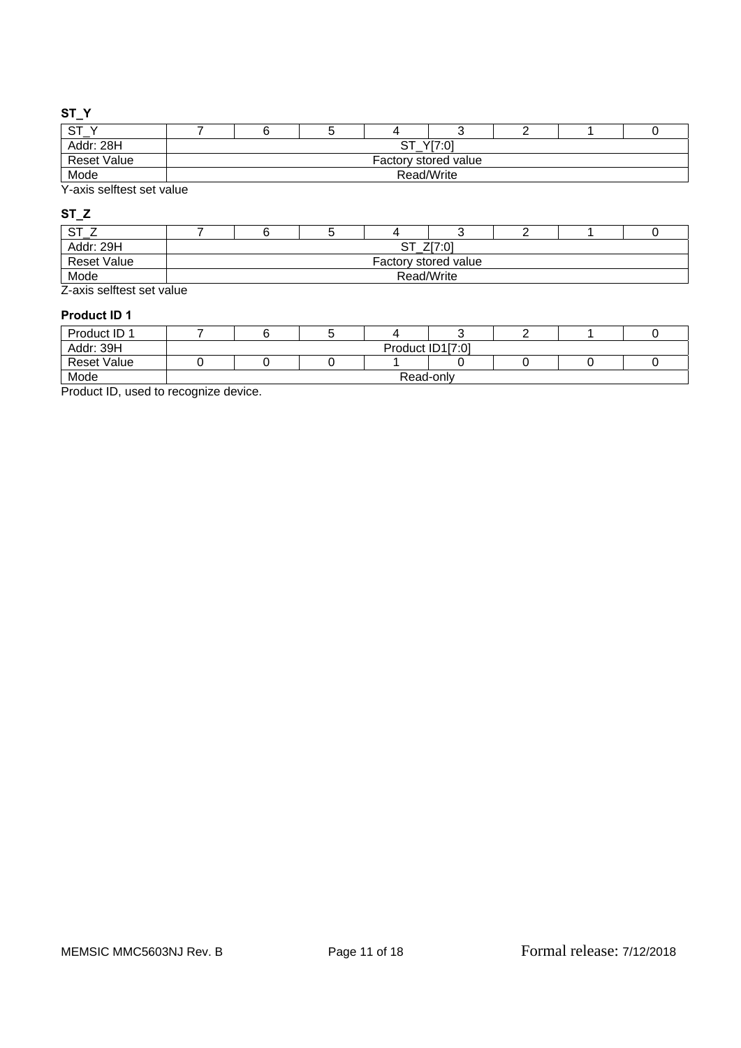**ST_Y**

| ST_Y | 7 | 6 | 5 | 4 | 3 | 2 | 1 | 0 |
|---|---|---|---|---|---|---|---|---|
| Addr: 28H | ST_Y[7:0] | | | | | | | |
| Reset Value | Factory stored value | | | | | | | |
| Mode | Read/Write | | | | | | | |

Y-axis selftest set value

**ST_Z**

| ST_Z | 7 | 6 | 5 | 4 | 3 | 2 | 1 | 0 |
|---|---|---|---|---|---|---|---|---|
| Addr: 29H | ST_Z[7:0] | | | | | | | |
| Reset Value | Factory stored value | | | | | | | |
| Mode | Read/Write | | | | | | | |

Z-axis selftest set value

**Product ID 1**

| Product ID 1 | 7 | 6 | 5 | 4 | 3 | 2 | 1 | 0 |
|---|---|---|---|---|---|---|---|---|
| Addr: 39H | Product ID1[7:0] | | | | | | | |
| Reset Value | 0 | 0 | 0 | 1 | 0 | 0 | 0 | 0 |
| Mode | Read-only | | | | | | | |

Product ID, used to recognize device.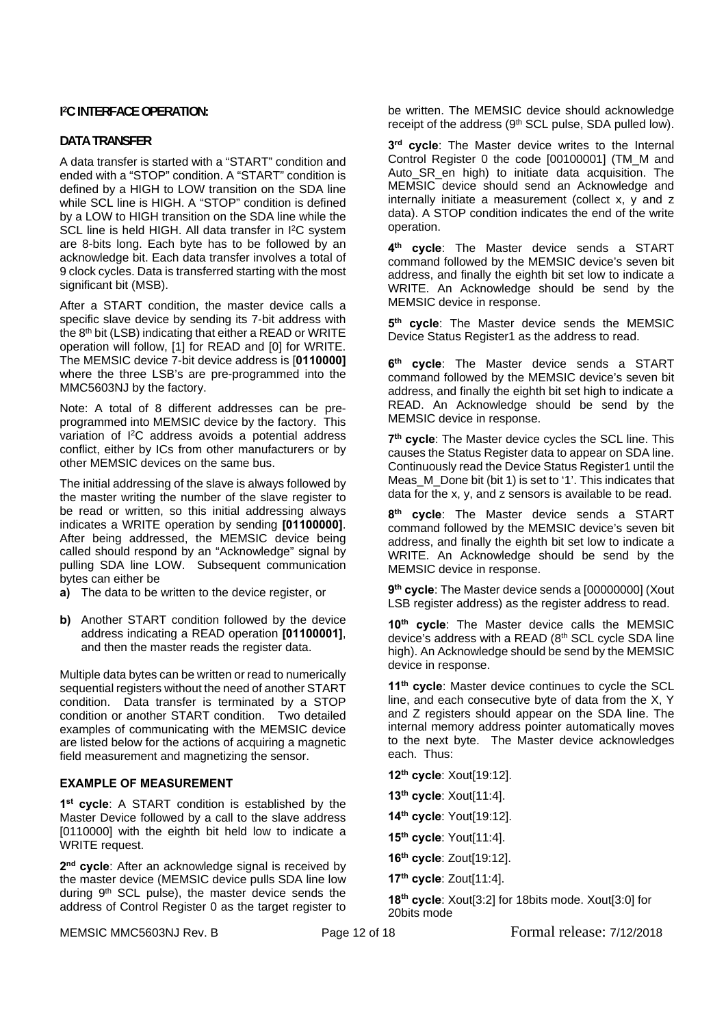## I²C INTERFACE OPERATION:

### DATA TRANSFER

A data transfer is started with a "START" condition and ended with a "STOP" condition. A "START" condition is defined by a HIGH to LOW transition on the SDA line while SCL line is HIGH. A "STOP" condition is defined by a LOW to HIGH transition on the SDA line while the SCL line is held HIGH. All data transfer in I²C system are 8-bits long. Each byte has to be followed by an acknowledge bit. Each data transfer involves a total of 9 clock cycles. Data is transferred starting with the most significant bit (MSB).

After a START condition, the master device calls a specific slave device by sending its 7-bit address with the 8th bit (LSB) indicating that either a READ or WRITE operation will follow, [1] for READ and [0] for WRITE. The MEMSIC device 7-bit device address is [**0110000]** where the three LSB's are pre-programmed into the MMC5603NJ by the factory.

Note: A total of 8 different addresses can be pre-programmed into MEMSIC device by the factory. This variation of I²C address avoids a potential address conflict, either by ICs from other manufacturers or by other MEMSIC devices on the same bus.

The initial addressing of the slave is always followed by the master writing the number of the slave register to be read or written, so this initial addressing always indicates a WRITE operation by sending **[01100000]**. After being addressed, the MEMSIC device being called should respond by an "Acknowledge" signal by pulling SDA line LOW. Subsequent communication bytes can either be

- **a)** The data to be written to the device register, or
- **b)** Another START condition followed by the device address indicating a READ operation **[01100001]**, and then the master reads the register data.

Multiple data bytes can be written or read to numerically sequential registers without the need of another START condition. Data transfer is terminated by a STOP condition or another START condition. Two detailed examples of communicating with the MEMSIC device are listed below for the actions of acquiring a magnetic field measurement and magnetizing the sensor.

### EXAMPLE OF MEASUREMENT

**1st cycle**: A START condition is established by the Master Device followed by a call to the slave address [0110000] with the eighth bit held low to indicate a WRITE request.

**2nd cycle**: After an acknowledge signal is received by the master device (MEMSIC device pulls SDA line low during 9th SCL pulse), the master device sends the address of Control Register 0 as the target register to be written. The MEMSIC device should acknowledge receipt of the address (9th SCL pulse, SDA pulled low).

**3rd cycle**: The Master device writes to the Internal Control Register 0 the code [00100001] (TM_M and Auto_SR_en high) to initiate data acquisition. The MEMSIC device should send an Acknowledge and internally initiate a measurement (collect x, y and z data). A STOP condition indicates the end of the write operation.

**4th cycle**: The Master device sends a START command followed by the MEMSIC device's seven bit address, and finally the eighth bit set low to indicate a WRITE. An Acknowledge should be send by the MEMSIC device in response.

**5th cycle**: The Master device sends the MEMSIC Device Status Register1 as the address to read.

**6th cycle**: The Master device sends a START command followed by the MEMSIC device's seven bit address, and finally the eighth bit set high to indicate a READ. An Acknowledge should be send by the MEMSIC device in response.

**7th cycle**: The Master device cycles the SCL line. This causes the Status Register data to appear on SDA line. Continuously read the Device Status Register1 until the Meas_M_Done bit (bit 1) is set to '1'. This indicates that data for the x, y, and z sensors is available to be read.

**8th cycle**: The Master device sends a START command followed by the MEMSIC device's seven bit address, and finally the eighth bit set low to indicate a WRITE. An Acknowledge should be send by the MEMSIC device in response.

**9th cycle**: The Master device sends a [00000000] (Xout LSB register address) as the register address to read.

**10th cycle**: The Master device calls the MEMSIC device's address with a READ (8th SCL cycle SDA line high). An Acknowledge should be send by the MEMSIC device in response.

**11th cycle**: Master device continues to cycle the SCL line, and each consecutive byte of data from the X, Y and Z registers should appear on the SDA line. The internal memory address pointer automatically moves to the next byte. The Master device acknowledges each. Thus:

**12th cycle**: Xout[19:12].

**13th cycle**: Xout[11:4].

**14th cycle**: Yout[19:12].

**15th cycle**: Yout[11:4].

**16th cycle**: Zout[19:12].

**17th cycle**: Zout[11:4].

**18th cycle**: Xout[3:2] for 18bits mode. Xout[3:0] for 20bits mode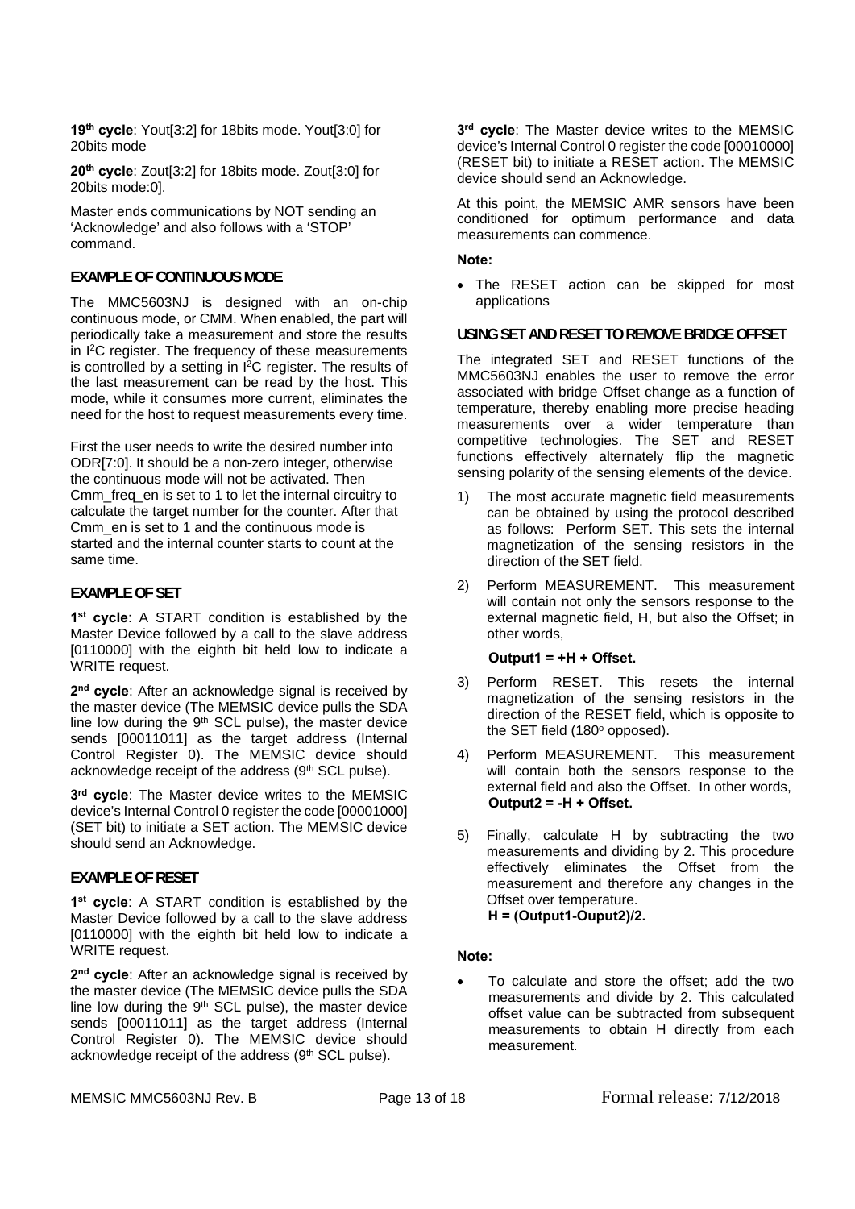**19th cycle**: Yout[3:2] for 18bits mode. Yout[3:0] for 20bits mode

**20th cycle**: Zout[3:2] for 18bits mode. Zout[3:0] for 20bits mode:0].

Master ends communications by NOT sending an 'Acknowledge' and also follows with a 'STOP' command.

## EXAMPLE OF CONTINUOUS MODE

The MMC5603NJ is designed with an on-chip continuous mode, or CMM. When enabled, the part will periodically take a measurement and store the results in I$^2$C register. The frequency of these measurements is controlled by a setting in I$^2$C register. The results of the last measurement can be read by the host. This mode, while it consumes more current, eliminates the need for the host to request measurements every time.

First the user needs to write the desired number into ODR[7:0]. It should be a non-zero integer, otherwise the continuous mode will not be activated. Then Cmm_freq_en is set to 1 to let the internal circuitry to calculate the target number for the counter. After that Cmm_en is set to 1 and the continuous mode is started and the internal counter starts to count at the same time.

## EXAMPLE OF SET

**1st cycle**: A START condition is established by the Master Device followed by a call to the slave address [0110000] with the eighth bit held low to indicate a WRITE request.

**2nd cycle**: After an acknowledge signal is received by the master device (The MEMSIC device pulls the SDA line low during the 9th SCL pulse), the master device sends [00011011] as the target address (Internal Control Register 0). The MEMSIC device should acknowledge receipt of the address (9th SCL pulse).

**3rd cycle**: The Master device writes to the MEMSIC device's Internal Control 0 register the code [00001000] (SET bit) to initiate a SET action. The MEMSIC device should send an Acknowledge.

## EXAMPLE OF RESET

**1st cycle**: A START condition is established by the Master Device followed by a call to the slave address [0110000] with the eighth bit held low to indicate a WRITE request.

**2nd cycle**: After an acknowledge signal is received by the master device (The MEMSIC device pulls the SDA line low during the 9th SCL pulse), the master device sends [00011011] as the target address (Internal Control Register 0). The MEMSIC device should acknowledge receipt of the address (9th SCL pulse).

**3rd cycle**: The Master device writes to the MEMSIC device's Internal Control 0 register the code [00010000] (RESET bit) to initiate a RESET action. The MEMSIC device should send an Acknowledge.

At this point, the MEMSIC AMR sensors have been conditioned for optimum performance and data measurements can commence.

**Note:**

- The RESET action can be skipped for most applications

## USING SET AND RESET TO REMOVE BRIDGE OFFSET

The integrated SET and RESET functions of the MMC5603NJ enables the user to remove the error associated with bridge Offset change as a function of temperature, thereby enabling more precise heading measurements over a wider temperature than competitive technologies. The SET and RESET functions effectively alternately flip the magnetic sensing polarity of the sensing elements of the device.

1) The most accurate magnetic field measurements can be obtained by using the protocol described as follows: Perform SET. This sets the internal magnetization of the sensing resistors in the direction of the SET field.
2) Perform MEASUREMENT. This measurement will contain not only the sensors response to the external magnetic field, H, but also the Offset; in other words,

   **Output1 = +H + Offset.**
3) Perform RESET. This resets the internal magnetization of the sensing resistors in the direction of the RESET field, which is opposite to the SET field (180$^{o}$ opposed).
4) Perform MEASUREMENT. This measurement will contain both the sensors response to the external field and also the Offset. In other words,
   **Output2 = -H + Offset.**
5) Finally, calculate H by subtracting the two measurements and dividing by 2. This procedure effectively eliminates the Offset from the measurement and therefore any changes in the Offset over temperature.
   **H = (Output1-Ouput2)/2.**

**Note:**

- To calculate and store the offset; add the two measurements and divide by 2. This calculated offset value can be subtracted from subsequent measurements to obtain H directly from each measurement.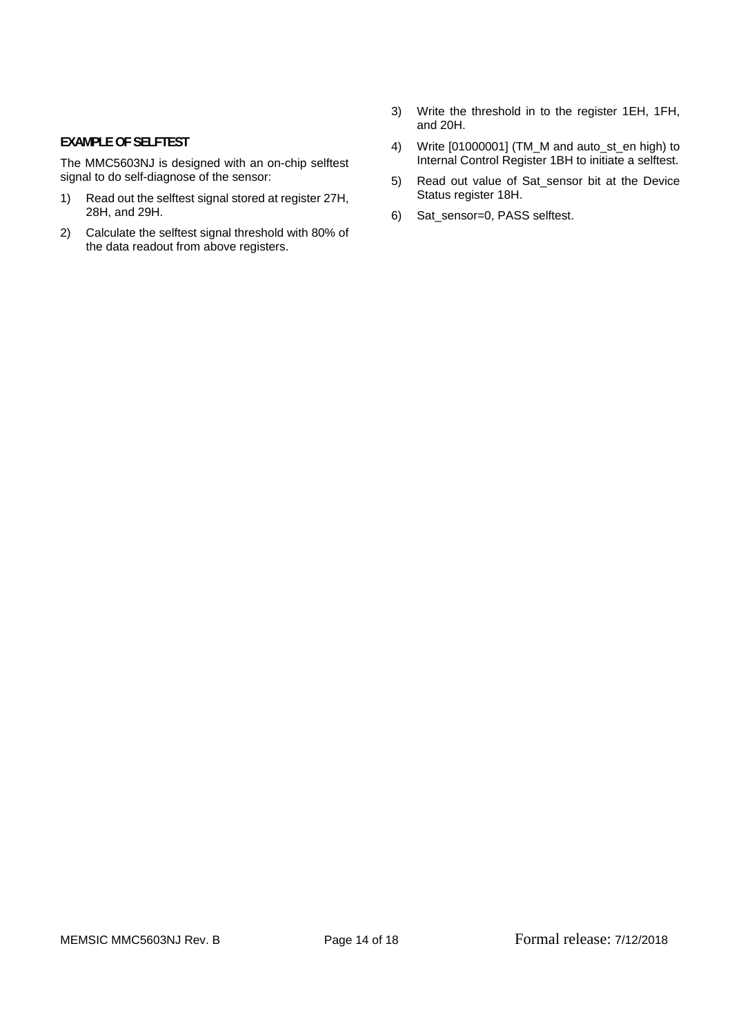## EXAMPLE OF SELFTEST

The MMC5603NJ is designed with an on-chip selftest signal to do self-diagnose of the sensor:

1) Read out the selftest signal stored at register 27H, 28H, and 29H.
2) Calculate the selftest signal threshold with 80% of the data readout from above registers.
3) Write the threshold in to the register 1EH, 1FH, and 20H.
4) Write [01000001] (TM_M and auto_st_en high) to Internal Control Register 1BH to initiate a selftest.
5) Read out value of Sat_sensor bit at the Device Status register 18H.
6) Sat_sensor=0, PASS selftest.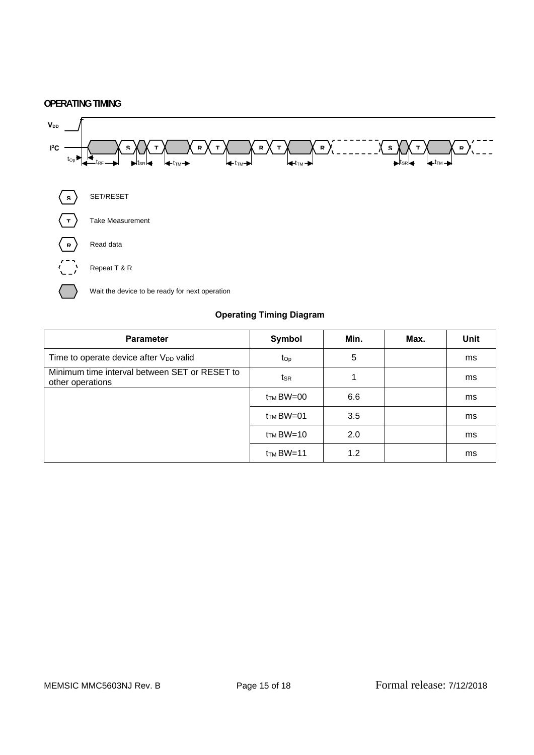## OPERATING TIMING

$V_{DD}$

$I^2C$

$t_{Op}$ $t_{RF}$ $t_{SR}$ $t_{TM}$ $t_{TM}$ $t_{TM}$ $t_{SR}$ $t_{TM}$

S — SET/RESET

T — Take Measurement

R — Read data

Repeat T & R

Wait the device to be ready for next operation

**Operating Timing Diagram**

| Parameter | Symbol | Min. | Max. | Unit |
|---|---|---|---|---|
| Time to operate device after $V_{DD}$ valid | $t_{Op}$ | 5 | | ms |
| Minimum time interval between SET or RESET to other operations | $t_{SR}$ | 1 | | ms |
| | $t_{TM}$ BW=00 | 6.6 | | ms |
| | $t_{TM}$ BW=01 | 3.5 | | ms |
| | $t_{TM}$ BW=10 | 2.0 | | ms |
| | $t_{TM}$ BW=11 | 1.2 | | ms |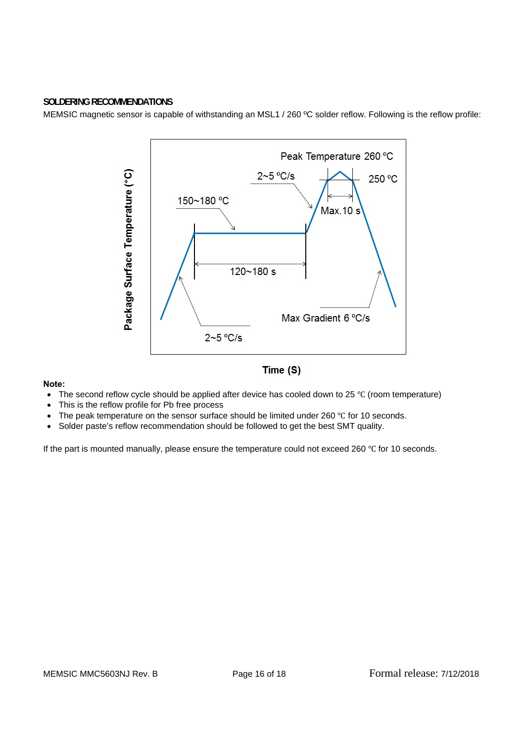### SOLDERING RECOMMENDATIONS

MEMSIC magnetic sensor is capable of withstanding an MSL1 / 260 ºC solder reflow. Following is the reflow profile:

Peak Temperature 260 ºC

2~5 ºC/s

250 ºC

150~180 ºC

Max.10 s

120~180 s

Max Gradient 6 ºC/s

2~5 ºC/s

Package Surface Temperature (°C)

Time (S)

**Note:**

- The second reflow cycle should be applied after device has cooled down to 25 ℃ (room temperature)
- This is the reflow profile for Pb free process
- The peak temperature on the sensor surface should be limited under 260 ℃ for 10 seconds.
- Solder paste's reflow recommendation should be followed to get the best SMT quality.

If the part is mounted manually, please ensure the temperature could not exceed 260 ℃ for 10 seconds.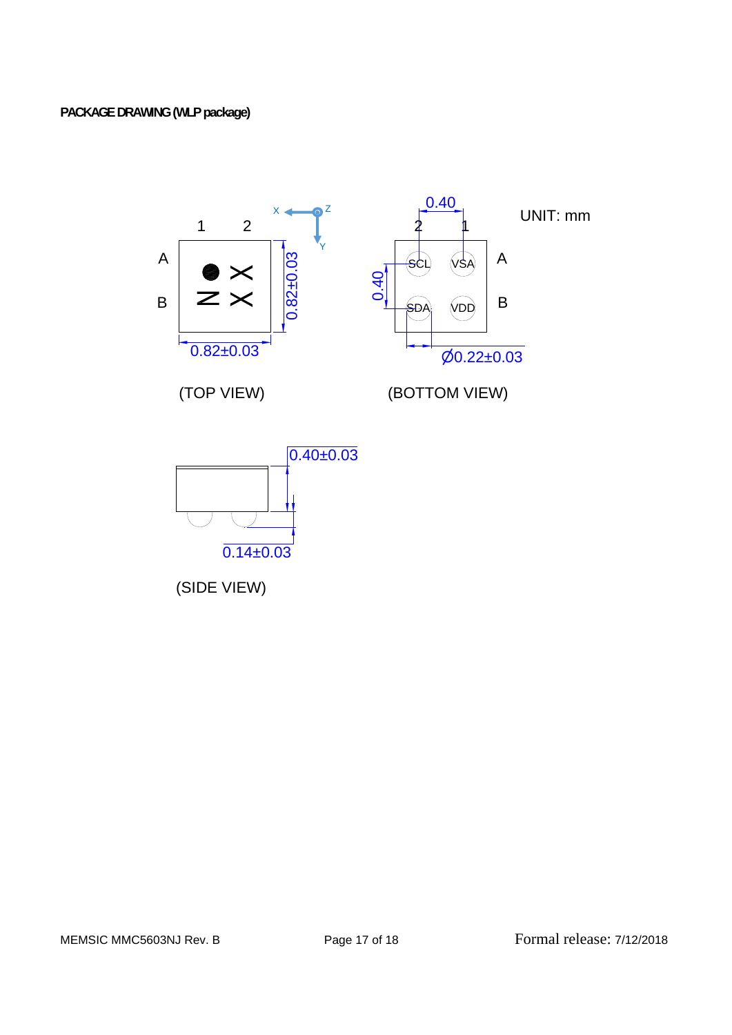**PACKAGE DRAWING (WLP package)**

UNIT: mm

(TOP VIEW)

- Package size: 0.82±0.03 × 0.82±0.03
- Marking: N XX / XX (with pin 1 dot)
- Axes: X, Y, Z

(BOTTOM VIEW)

| | 2 | 1 |
|---|---|---|
| A | SCL | VSA |
| B | SDA | VDD |

- Ball pitch: 0.40 (horizontal), 0.40 (vertical)
- Ball diameter: Ø0.22±0.03

(SIDE VIEW)

- Package height: 0.40±0.03
- Ball height: 0.14±0.03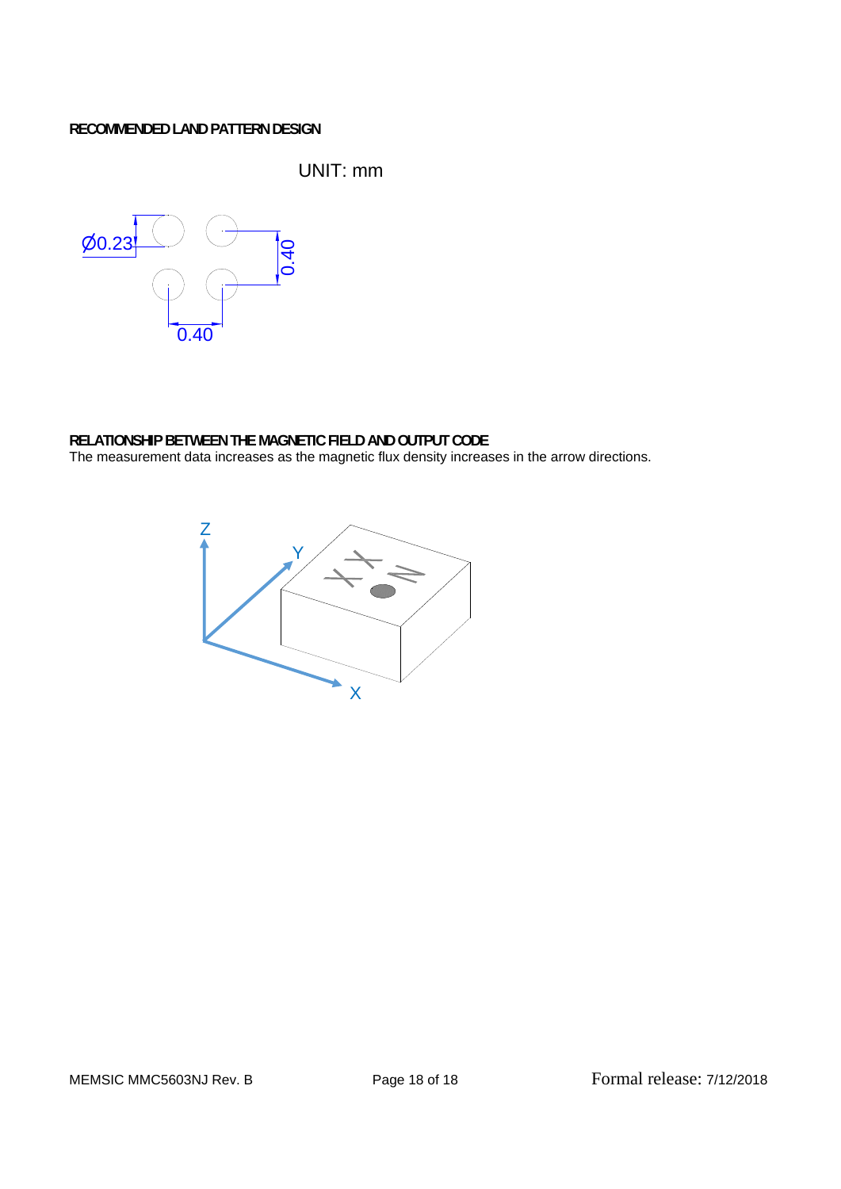### RECOMMENDED LAND PATTERN DESIGN

UNIT: mm

Ø0.23

0.40

0.40

### RELATIONSHIP BETWEEN THE MAGNETIC FIELD AND OUTPUT CODE

The measurement data increases as the magnetic flux density increases in the arrow directions.

Z

Y

X

XX

N